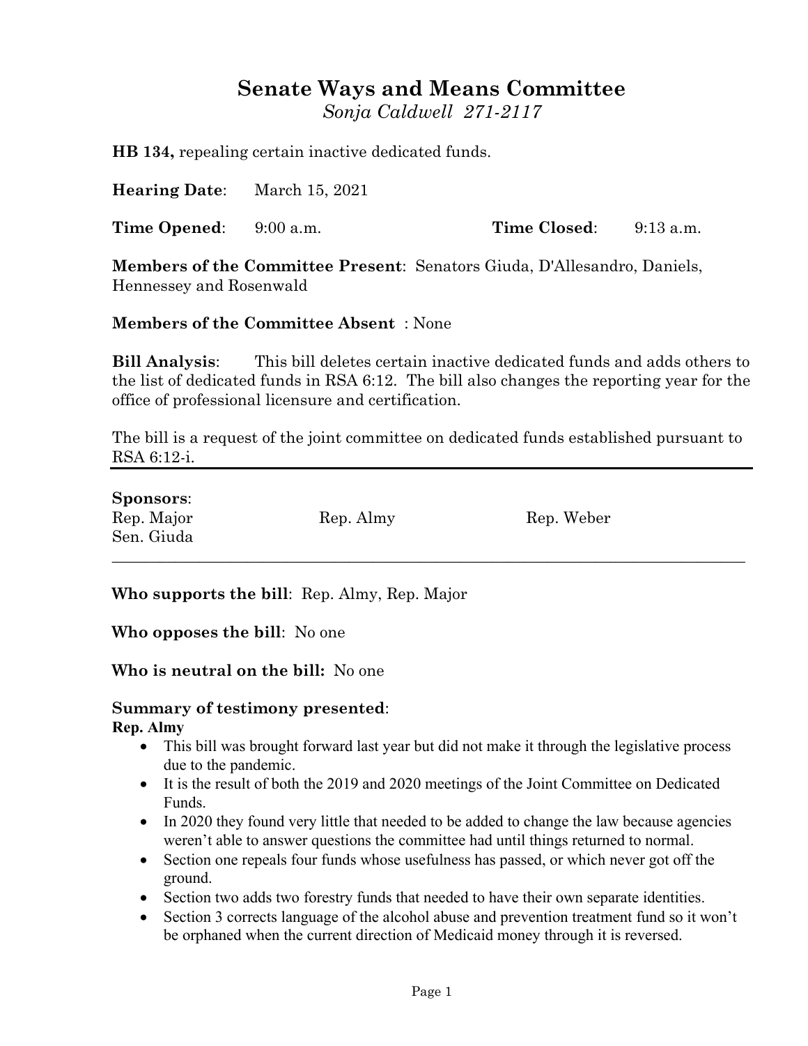# Senate Ways and Means Committee

*Sonja Caldwell 271-2117*

**HB 134,** repealing certain inactive dedicated funds.

**Hearing Date**: March 15, 2021

**Time Opened**: 9:00 a.m. **Time Closed**: 9:13 a.m.

**Members of the Committee Present**: Senators Giuda, D'Allesandro, Daniels, Hennessey and Rosenwald

**Members of the Committee Absent** : None

**Bill Analysis**: This bill deletes certain inactive dedicated funds and adds others to the list of dedicated funds in RSA 6:12. The bill also changes the reporting year for the office of professional licensure and certification.

The bill is a request of the joint committee on dedicated funds established pursuant to RSA 6:12-i.

---

**Sponsors**:
Rep. Major Rep. Almy Rep. Weber
Sen. Giuda

---

**Who supports the bill**: Rep. Almy, Rep. Major

**Who opposes the bill**: No one

**Who is neutral on the bill:** No one

**Summary of testimony presented**:

**Rep. Almy**

- This bill was brought forward last year but did not make it through the legislative process due to the pandemic.
- It is the result of both the 2019 and 2020 meetings of the Joint Committee on Dedicated Funds.
- In 2020 they found very little that needed to be added to change the law because agencies weren't able to answer questions the committee had until things returned to normal.
- Section one repeals four funds whose usefulness has passed, or which never got off the ground.
- Section two adds two forestry funds that needed to have their own separate identities.
- Section 3 corrects language of the alcohol abuse and prevention treatment fund so it won't be orphaned when the current direction of Medicaid money through it is reversed.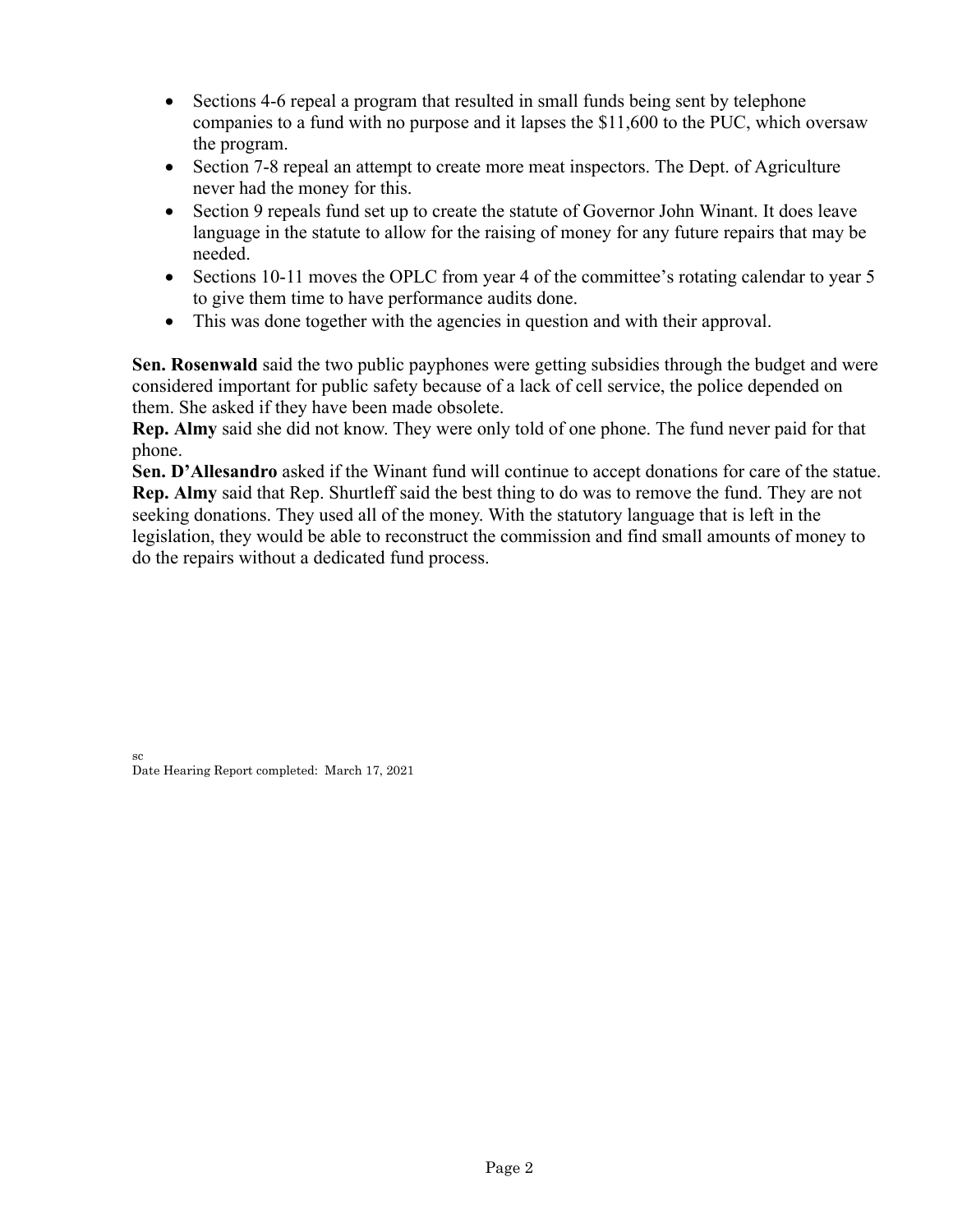- Sections 4-6 repeal a program that resulted in small funds being sent by telephone companies to a fund with no purpose and it lapses the $11,600 to the PUC, which oversaw the program.
- Section 7-8 repeal an attempt to create more meat inspectors. The Dept. of Agriculture never had the money for this.
- Section 9 repeals fund set up to create the statute of Governor John Winant. It does leave language in the statute to allow for the raising of money for any future repairs that may be needed.
- Sections 10-11 moves the OPLC from year 4 of the committee's rotating calendar to year 5 to give them time to have performance audits done.
- This was done together with the agencies in question and with their approval.

**Sen. Rosenwald** said the two public payphones were getting subsidies through the budget and were considered important for public safety because of a lack of cell service, the police depended on them. She asked if they have been made obsolete.
**Rep. Almy** said she did not know. They were only told of one phone. The fund never paid for that phone.
**Sen. D'Allesandro** asked if the Winant fund will continue to accept donations for care of the statue.
**Rep. Almy** said that Rep. Shurtleff said the best thing to do was to remove the fund. They are not seeking donations. They used all of the money. With the statutory language that is left in the legislation, they would be able to reconstruct the commission and find small amounts of money to do the repairs without a dedicated fund process.

sc
Date Hearing Report completed: March 17, 2021